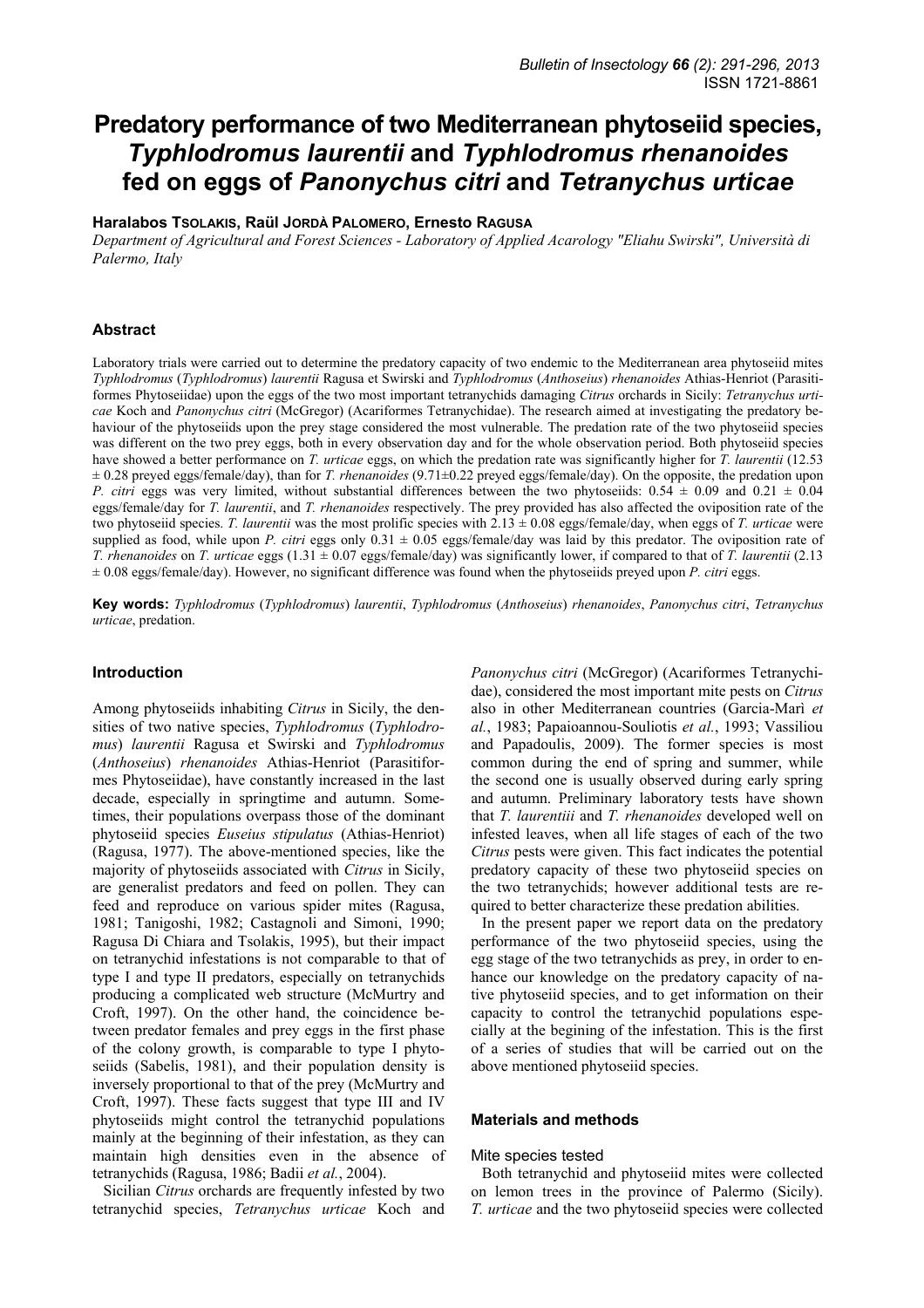# Predatory performance of two Mediterranean phytoseiid species, *Typhlodromus laurentii* and *Typhlodromus rhenanoides* fed on eggs of *Panonychus citri* and *Tetranychus urticae*

**Haralabos Tsolakis, Raül Jordà Palomero, Ernesto Ragusa**

*Department of Agricultural and Forest Sciences - Laboratory of Applied Acarology "Eliahu Swirski", Università di Palermo, Italy*

## Abstract

Laboratory trials were carried out to determine the predatory capacity of two endemic to the Mediterranean area phytoseiid mites *Typhlodromus* (*Typhlodromus*) *laurentii* Ragusa et Swirski and *Typhlodromus* (*Anthoseius*) *rhenanoides* Athias-Henriot (Parasitiformes Phytoseiidae) upon the eggs of the two most important tetranychids damaging *Citrus* orchards in Sicily: *Tetranychus urticae* Koch and *Panonychus citri* (McGregor) (Acariformes Tetranychidae). The research aimed at investigating the predatory behaviour of the phytoseiids upon the prey stage considered the most vulnerable. The predation rate of the two phytoseiid species was different on the two prey eggs, both in every observation day and for the whole observation period. Both phytoseiid species have showed a better performance on *T. urticae* eggs, on which the predation rate was significantly higher for *T. laurentii* (12.53 ± 0.28 preyed eggs/female/day), than for *T. rhenanoides* (9.71±0.22 preyed eggs/female/day). On the opposite, the predation upon *P. citri* eggs was very limited, without substantial differences between the two phytoseiids: 0.54 ± 0.09 and 0.21 ± 0.04 eggs/female/day for *T. laurentii*, and *T. rhenanoides* respectively. The prey provided has also affected the oviposition rate of the two phytoseiid species. *T. laurentii* was the most prolific species with 2.13 ± 0.08 eggs/female/day, when eggs of *T. urticae* were supplied as food, while upon *P. citri* eggs only 0.31 ± 0.05 eggs/female/day was laid by this predator. The oviposition rate of *T. rhenanoides* on *T. urticae* eggs (1.31 ± 0.07 eggs/female/day) was significantly lower, if compared to that of *T. laurentii* (2.13 ± 0.08 eggs/female/day). However, no significant difference was found when the phytoseiids preyed upon *P. citri* eggs.

**Key words:** *Typhlodromus* (*Typhlodromus*) *laurentii*, *Typhlodromus* (*Anthoseius*) *rhenanoides*, *Panonychus citri*, *Tetranychus urticae*, predation.

## Introduction

Among phytoseiids inhabiting *Citrus* in Sicily, the densities of two native species, *Typhlodromus* (*Typhlodromus*) *laurentii* Ragusa et Swirski and *Typhlodromus* (*Anthoseius*) *rhenanoides* Athias-Henriot (Parasitiformes Phytoseiidae), have constantly increased in the last decade, especially in springtime and autumn. Sometimes, their populations overpass those of the dominant phytoseiid species *Euseius stipulatus* (Athias-Henriot) (Ragusa, 1977). The above-mentioned species, like the majority of phytoseiids associated with *Citrus* in Sicily, are generalist predators and feed on pollen. They can feed and reproduce on various spider mites (Ragusa, 1981; Tanigoshi, 1982; Castagnoli and Simoni, 1990; Ragusa Di Chiara and Tsolakis, 1995), but their impact on tetranychid infestations is not comparable to that of type I and type II predators, especially on tetranychids producing a complicated web structure (McMurtry and Croft, 1997). On the other hand, the coincidence between predator females and prey eggs in the first phase of the colony growth, is comparable to type I phytoseiids (Sabelis, 1981), and their population density is inversely proportional to that of the prey (McMurtry and Croft, 1997). These facts suggest that type III and IV phytoseiids might control the tetranychid populations mainly at the beginning of their infestation, as they can maintain high densities even in the absence of tetranychids (Ragusa, 1986; Badii *et al.*, 2004).

Sicilian *Citrus* orchards are frequently infested by two tetranychid species, *Tetranychus urticae* Koch and *Panonychus citri* (McGregor) (Acariformes Tetranychidae), considered the most important mite pests on *Citrus* also in other Mediterranean countries (Garcia-Marì *et al.*, 1983; Papaioannou-Souliotis *et al.*, 1993; Vassiliou and Papadoulis, 2009). The former species is most common during the end of spring and summer, while the second one is usually observed during early spring and autumn. Preliminary laboratory tests have shown that *T. laurentiii* and *T. rhenanoides* developed well on infested leaves, when all life stages of each of the two *Citrus* pests were given. This fact indicates the potential predatory capacity of these two phytoseiid species on the two tetranychids; however additional tests are required to better characterize these predation abilities.

In the present paper we report data on the predatory performance of the two phytoseiid species, using the egg stage of the two tetranychids as prey, in order to enhance our knowledge on the predatory capacity of native phytoseiid species, and to get information on their capacity to control the tetranychid populations especially at the begining of the infestation. This is the first of a series of studies that will be carried out on the above mentioned phytoseiid species.

## Materials and methods

### Mite species tested

Both tetranychid and phytoseiid mites were collected on lemon trees in the province of Palermo (Sicily). *T. urticae* and the two phytoseiid species were collected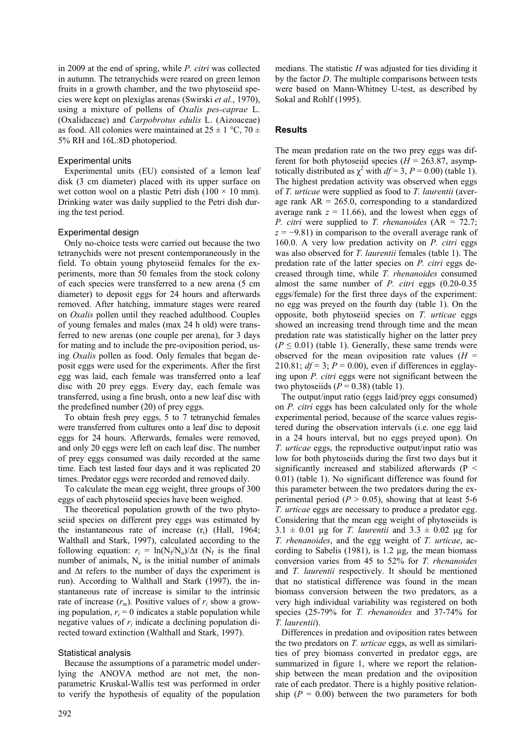in 2009 at the end of spring, while *P. citri* was collected in autumn. The tetranychids were reared on green lemon fruits in a growth chamber, and the two phytoseiid species were kept on plexiglas arenas (Swirski *et al.*, 1970), using a mixture of pollens of *Oxalis pes-caprae* L. (Oxalidaceae) and *Carpobrotus edulis* L. (Aizoaceae) as food. All colonies were maintained at 25 ± 1 °C, 70 ± 5% RH and 16L:8D photoperiod.

### Experimental units

Experimental units (EU) consisted of a lemon leaf disk (3 cm diameter) placed with its upper surface on wet cotton wool on a plastic Petri dish (100 × 10 mm). Drinking water was daily supplied to the Petri dish during the test period.

### Experimental design

Only no-choice tests were carried out because the two tetranychids were not present contemporaneously in the field. To obtain young phytoseiid females for the experiments, more than 50 females from the stock colony of each species were transferred to a new arena (5 cm diameter) to deposit eggs for 24 hours and afterwards removed. After hatching, immature stages were reared on *Oxalis* pollen until they reached adulthood. Couples of young females and males (max 24 h old) were transferred to new arenas (one couple per arena), for 3 days for mating and to include the pre-oviposition period, using *Oxalis* pollen as food. Only females that began deposit eggs were used for the experiments. After the first egg was laid, each female was transferred onto a leaf disc with 20 prey eggs. Every day, each female was transferred, using a fine brush, onto a new leaf disc with the predefined number (20) of prey eggs.

To obtain fresh prey eggs, 5 to 7 tetranychid females were transferred from cultures onto a leaf disc to deposit eggs for 24 hours. Afterwards, females were removed, and only 20 eggs were left on each leaf disc. The number of prey eggs consumed was daily recorded at the same time. Each test lasted four days and it was replicated 20 times. Predator eggs were recorded and removed daily.

To calculate the mean egg weight, three groups of 300 eggs of each phytoseiid species have been weighed.

The theoretical population growth of the two phytoseiid species on different prey eggs was estimated by the instantaneous rate of increase ($r_i$) (Hall, 1964; Walthall and Stark, 1997), calculated according to the following equation: $r_i = \ln(N_f/N_o)/\Delta t$ ($N_f$ is the final number of animals, $N_o$ is the initial number of animals and $\Delta t$ refers to the number of days the experiment is run). According to Walthall and Stark (1997), the instantaneous rate of increase is similar to the intrinsic rate of increase ($r_m$). Positive values of $r_i$ show a growing population, $r_i = 0$ indicates a stable population while negative values of $r_i$ indicate a declining population directed toward extinction (Walthall and Stark, 1997).

### Statistical analysis

Because the assumptions of a parametric model underlying the ANOVA method are not met, the non-parametric Kruskal-Wallis test was performed in order to verify the hypothesis of equality of the population medians. The statistic $H$ was adjusted for ties dividing it by the factor $D$. The multiple comparisons between tests were based on Mann-Whitney U-test, as described by Sokal and Rohlf (1995).

## Results

The mean predation rate on the two prey eggs was different for both phytoseiid species ($H = 263.87$, asymptotically distributed as $\chi^2$ with $df = 3$, $P = 0.00$) (table 1). The highest predation activity was observed when eggs of *T. urticae* were supplied as food to *T. laurentii* (average rank AR = 265.0, corresponding to a standardized average rank $z = 11.66$), and the lowest when eggs of *P. citri* were supplied to *T. rhenanoides* (AR = 72.7; $z = -9.81$) in comparison to the overall average rank of 160.0. A very low predation activity on *P. citri* eggs was also observed for *T. laurentii* females (table 1). The predation rate of the latter species on *P. citri* eggs decreased through time, while *T. rhenanoides* consumed almost the same number of *P. citri* eggs (0.20-0.35 eggs/female) for the first three days of the experiment: no egg was preyed on the fourth day (table 1). On the opposite, both phytoseiid species on *T. urticae* eggs showed an increasing trend through time and the mean predation rate was statistically higher on the latter prey ($P \leq 0.01$) (table 1). Generally, these same trends were observed for the mean oviposition rate values ($H = 210.81$; $df = 3$; $P = 0.00$), even if differences in egglaying upon *P. citri* eggs were not significant between the two phytoseiids ($P = 0.38$) (table 1).

The output/input ratio (eggs laid/prey eggs consumed) on *P. citri* eggs has been calculated only for the whole experimental period, because of the scarce values registered during the observation intervals (i.e. one egg laid in a 24 hours interval, but no eggs preyed upon). On *T. urticae* eggs, the reproductive output/input ratio was low for both phytoseiids during the first two days but it significantly increased and stabilized afterwards ($P < 0.01$) (table 1). No significant difference was found for this parameter between the two predators during the experimental period ($P > 0.05$), showing that at least 5-6 *T. urticae* eggs are necessary to produce a predator egg. Considering that the mean egg weight of phytoseiids is 3.1 ± 0.01 µg for *T. laurentii* and 3.3 ± 0.02 µg for *T. rhenanoides*, and the egg weight of *T. urticae*, according to Sabelis (1981), is 1.2 µg, the mean biomass conversion varies from 45 to 52% for *T. rhenanoides* and *T. laurentii* respectively. It should be mentioned that no statistical difference was found in the mean biomass conversion between the two predators, as a very high individual variability was registered on both species (25-79% for *T. rhenanoides* and 37-74% for *T. laurentii*).

Differences in predation and oviposition rates between the two predators on *T. urticae* eggs, as well as similarities of prey biomass converted in predator eggs, are summarized in figure 1, where we report the relationship between the mean predation and the oviposition rate of each predator. There is a highly positive relationship ($P = 0.00$) between the two parameters for both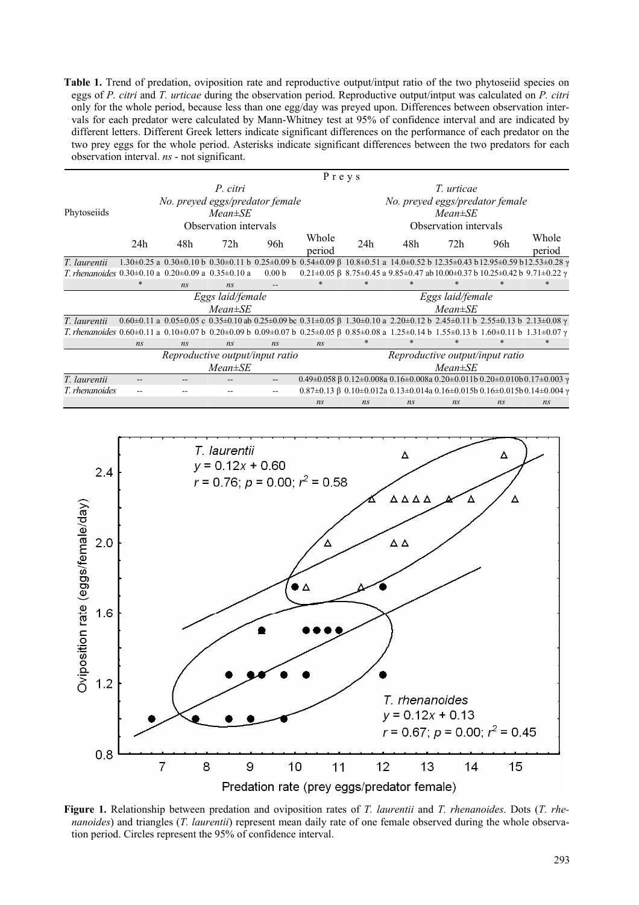**Table 1.** Trend of predation, oviposition rate and reproductive output/intput ratio of the two phytoseiid species on eggs of *P. citri* and *T. urticae* during the observation period. Reproductive output/intput was calculated on *P. citri* only for the whole period, because less than one egg/day was preyed upon. Differences between observation intervals for each predator were calculated by Mann-Whitney test at 95% of confidence interval and are indicated by different letters. Different Greek letters indicate significant differences on the performance of each predator on the two prey eggs for the whole period. Asterisks indicate significant differences between the two predators for each observation interval. *ns* - not significant.

| Phytoseiids | Preys | | | | | | | | | |
|---|---|---|---|---|---|---|---|---|---|---|
| | *P. citri* | | | | | *T. urticae* | | | | |
| | *No. preyed eggs/predator female Mean±SE* Observation intervals | | | | | *No. preyed eggs/predator female Mean±SE* Observation intervals | | | | |
| | 24h | 48h | 72h | 96h | Whole period | 24h | 48h | 72h | 96h | Whole period |
| *T. laurentii* | 1.30±0.25 a | 0.30±0.10 b | 0.30±0.11 b | 0.25±0.09 b | 0.54±0.09 β | 10.8±0.51 a | 14.0±0.52 b | 12.35±0.43 b | 12.95±0.59 b | 12.53±0.28 γ |
| *T. rhenanoides* | 0.30±0.10 a | 0.20±0.09 a | 0.35±0.10 a | 0.00 b | 0.21±0.05 β | 8.75±0.45 a | 9.85±0.47 ab | 10.00±0.37 b | 10.25±0.42 b | 9.71±0.22 γ |
| | * | *ns* | *ns* | -- | * | * | * | * | * | * |
| | *Eggs laid/female Mean±SE* | | | | | *Eggs laid/female Mean±SE* | | | | |
| *T. laurentii* | 0.60±0.11 a | 0.05±0.05 c | 0.35±0.10 ab | 0.25±0.09 bc | 0.31±0.05 β | 1.30±0.10 a | 2.20±0.12 b | 2.45±0.11 b | 2.55±0.13 b | 2.13±0.08 γ |
| *T. rhenanoides* | 0.60±0.11 a | 0.10±0.07 b | 0.20±0.09 b | 0.09±0.07 b | 0.25±0.05 β | 0.85±0.08 a | 1.25±0.14 b | 1.55±0.13 b | 1.60±0.11 b | 1.31±0.07 γ |
| | *ns* | *ns* | *ns* | *ns* | *ns* | * | * | * | * | * |
| | *Reproductive output/input ratio Mean±SE* | | | | | *Reproductive output/input ratio Mean±SE* | | | | |
| *T. laurentii* | -- | -- | -- | -- | 0.49±0.058 β | 0.12±0.008a | 0.16±0.008a | 0.20±0.011b | 0.20±0.010b | 0.17±0.003 γ |
| *T. rhenanoides* | -- | -- | -- | -- | 0.87±0.13 β | 0.10±0.012a | 0.13±0.014a | 0.16±0.015b | 0.16±0.015b | 0.14±0.004 γ |
| | | | | | *ns* | *ns* | *ns* | *ns* | *ns* | *ns* |

**Figure 1.** Relationship between predation and oviposition rates of *T. laurentii* and *T. rhenanoides*. Dots (*T. rhenanoides*) and triangles (*T. laurentii*) represent mean daily rate of one female observed during the whole observation period. Circles represent the 95% of confidence interval.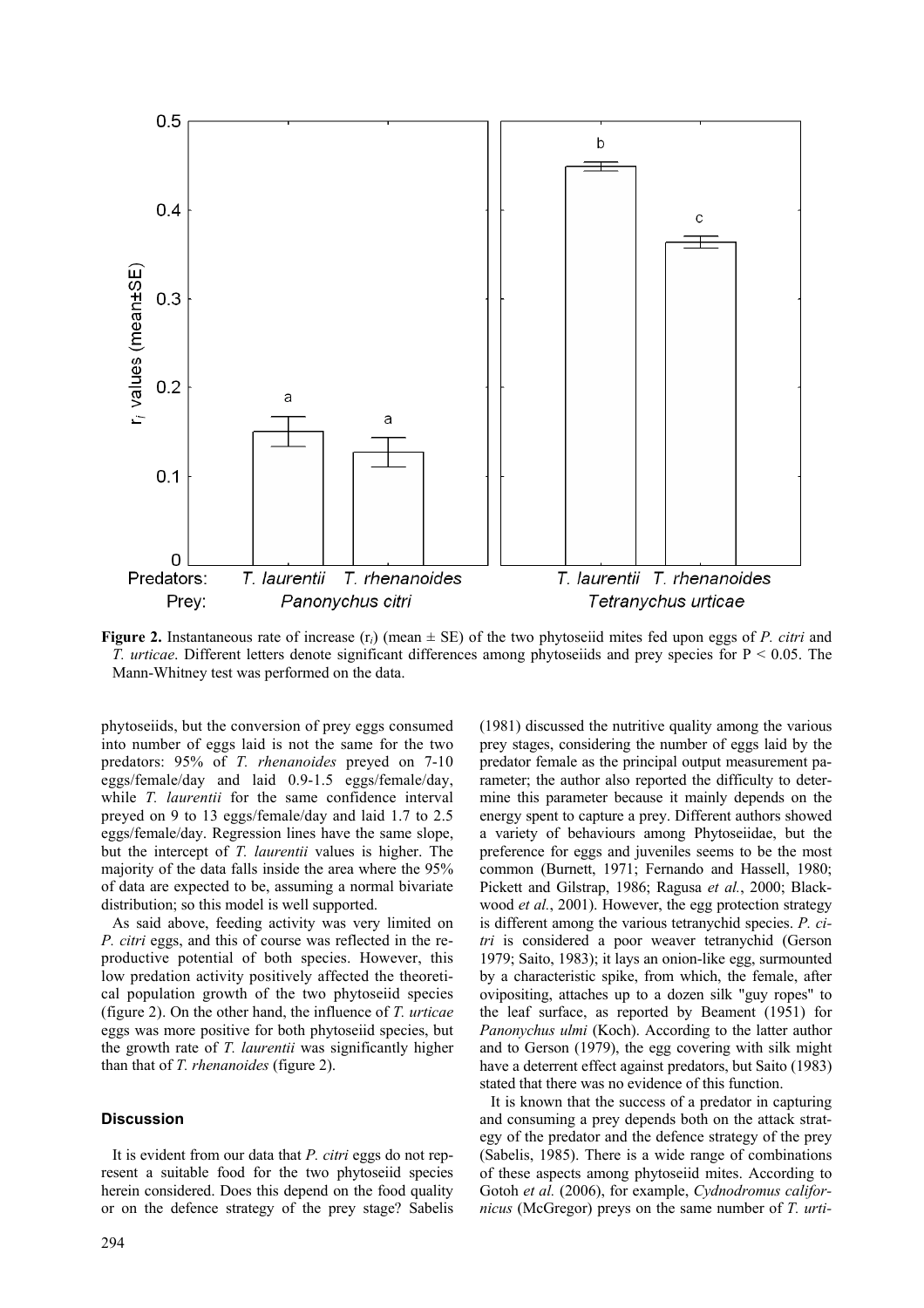**Figure 2.** Instantaneous rate of increase ($r_i$) (mean ± SE) of the two phytoseiid mites fed upon eggs of *P. citri* and *T. urticae*. Different letters denote significant differences among phytoseiids and prey species for $P < 0.05$. The Mann-Whitney test was performed on the data.

phytoseiids, but the conversion of prey eggs consumed into number of eggs laid is not the same for the two predators: 95% of *T. rhenanoides* preyed on 7-10 eggs/female/day and laid 0.9-1.5 eggs/female/day, while *T. laurentii* for the same confidence interval preyed on 9 to 13 eggs/female/day and laid 1.7 to 2.5 eggs/female/day. Regression lines have the same slope, but the intercept of *T. laurentii* values is higher. The majority of the data falls inside the area where the 95% of data are expected to be, assuming a normal bivariate distribution; so this model is well supported.

As said above, feeding activity was very limited on *P. citri* eggs, and this of course was reflected in the reproductive potential of both species. However, this low predation activity positively affected the theoretical population growth of the two phytoseiid species (figure 2). On the other hand, the influence of *T. urticae* eggs was more positive for both phytoseiid species, but the growth rate of *T. laurentii* was significantly higher than that of *T. rhenanoides* (figure 2).

## Discussion

It is evident from our data that *P. citri* eggs do not represent a suitable food for the two phytoseiid species herein considered. Does this depend on the food quality or on the defence strategy of the prey stage? Sabelis (1981) discussed the nutritive quality among the various prey stages, considering the number of eggs laid by the predator female as the principal output measurement parameter; the author also reported the difficulty to determine this parameter because it mainly depends on the energy spent to capture a prey. Different authors showed a variety of behaviours among Phytoseiidae, but the preference for eggs and juveniles seems to be the most common (Burnett, 1971; Fernando and Hassell, 1980; Pickett and Gilstrap, 1986; Ragusa *et al.*, 2000; Blackwood *et al.*, 2001). However, the egg protection strategy is different among the various tetranychid species. *P. citri* is considered a poor weaver tetranychid (Gerson 1979; Saito, 1983); it lays an onion-like egg, surmounted by a characteristic spike, from which, the female, after ovipositing, attaches up to a dozen silk "guy ropes" to the leaf surface, as reported by Beament (1951) for *Panonychus ulmi* (Koch). According to the latter author and to Gerson (1979), the egg covering with silk might have a deterrent effect against predators, but Saito (1983) stated that there was no evidence of this function.

It is known that the success of a predator in capturing and consuming a prey depends both on the attack strategy of the predator and the defence strategy of the prey (Sabelis, 1985). There is a wide range of combinations of these aspects among phytoseiid mites. According to Gotoh *et al.* (2006), for example, *Cydnodromus californicus* (McGregor) preys on the same number of *T. urti-*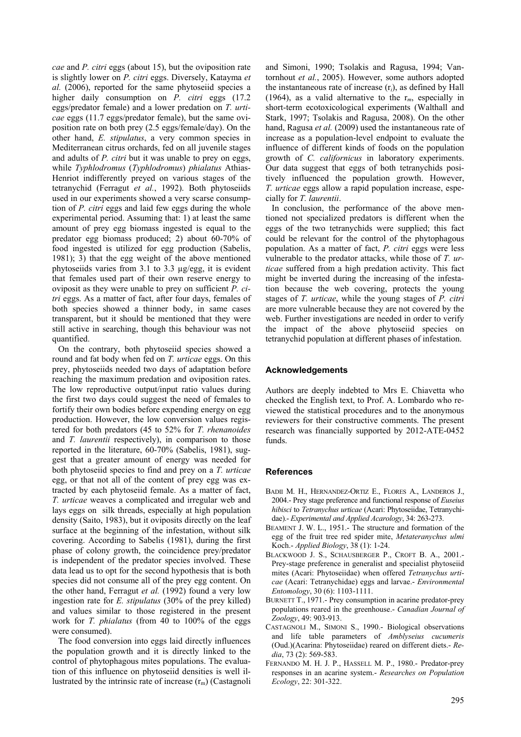*cae* and *P. citri* eggs (about 15), but the oviposition rate is slightly lower on *P. citri* eggs. Diversely, Katayma *et al.* (2006), reported for the same phytoseiid species a higher daily consumption on *P. citri* eggs (17.2 eggs/predator female) and a lower predation on *T. urticae* eggs (11.7 eggs/predator female), but the same oviposition rate on both prey (2.5 eggs/female/day). On the other hand, *E. stipulatus*, a very common species in Mediterranean citrus orchards, fed on all juvenile stages and adults of *P. citri* but it was unable to prey on eggs, while *Typhlodromus* (*Typhlodromus*) *phialatus* Athias-Henriot indifferently preyed on various stages of the tetranychid (Ferragut *et al.*, 1992). Both phytoseiids used in our experiments showed a very scarse consumption of *P. citri* eggs and laid few eggs during the whole experimental period. Assuming that: 1) at least the same amount of prey egg biomass ingested is equal to the predator egg biomass produced; 2) about 60-70% of food ingested is utilized for egg production (Sabelis, 1981); 3) that the egg weight of the above mentioned phytoseiids varies from 3.1 to 3.3 µg/egg, it is evident that females used part of their own reserve energy to oviposit as they were unable to prey on sufficient *P. citri* eggs. As a matter of fact, after four days, females of both species showed a thinner body, in same cases transparent, but it should be mentioned that they were still active in searching, though this behaviour was not quantified.

On the contrary, both phytoseiid species showed a round and fat body when fed on *T. urticae* eggs. On this prey, phytoseiids needed two days of adaptation before reaching the maximum predation and oviposition rates. The low reproductive output/input ratio values during the first two days could suggest the need of females to fortify their own bodies before expending energy on egg production. However, the low conversion values registered for both predators (45 to 52% for *T. rhenanoides* and *T. laurentii* respectively), in comparison to those reported in the literature, 60-70% (Sabelis, 1981), suggest that a greater amount of energy was needed for both phytoseiid species to find and prey on a *T. urticae* egg, or that not all of the content of prey egg was extracted by each phytoseiid female. As a matter of fact, *T. urticae* weaves a complicated and irregular web and lays eggs on silk threads, especially at high population density (Saito, 1983), but it oviposits directly on the leaf surface at the beginning of the infestation, without silk covering. According to Sabelis (1981), during the first phase of colony growth, the coincidence prey/predator is independent of the predator species involved. These data lead us to opt for the second hypothesis that is both species did not consume all of the prey egg content. On the other hand, Ferragut *et al.* (1992) found a very low ingestion rate for *E. stipulatus* (30% of the prey killed) and values similar to those registered in the present work for *T. phialatus* (from 40 to 100% of the eggs were consumed).

The food conversion into eggs laid directly influences the population growth and it is directly linked to the control of phytophagous mites populations. The evaluation of this influence on phytoseiid densities is well illustrated by the intrinsic rate of increase ($r_m$) (Castagnoli and Simoni, 1990; Tsolakis and Ragusa, 1994; Vantornhout *et al.*, 2005). However, some authors adopted the instantaneous rate of increase ($r_i$), as defined by Hall (1964), as a valid alternative to the $r_m$, especially in short-term ecotoxicological experiments (Walthall and Stark, 1997; Tsolakis and Ragusa, 2008). On the other hand, Ragusa *et al.* (2009) used the instantaneous rate of increase as a population-level endpoint to evaluate the influence of different kinds of foods on the population growth of *C. californicus* in laboratory experiments. Our data suggest that eggs of both tetranychids positively influenced the population growth. However, *T. urticae* eggs allow a rapid population increase, especially for *T. laurentii*.

In conclusion, the performance of the above mentioned not specialized predators is different when the eggs of the two tetranychids were supplied; this fact could be relevant for the control of the phytophagous population. As a matter of fact, *P. citri* eggs were less vulnerable to the predator attacks, while those of *T. urticae* suffered from a high predation activity. This fact might be inverted during the increasing of the infestation because the web covering, protects the young stages of *T. urticae*, while the young stages of *P. citri* are more vulnerable because they are not covered by the web. Further investigations are needed in order to verify the impact of the above phytoseiid species on tetranychid population at different phases of infestation.

## Acknowledgements

Authors are deeply indebted to Mrs E. Chiavetta who checked the English text, to Prof. A. Lombardo who reviewed the statistical procedures and to the anonymous reviewers for their constructive comments. The present research was financially supported by 2012-ATE-0452 funds.

## References

BADII M. H., HERNANDEZ-ORTIZ E., FLORES A., LANDEROS J., 2004.- Prey stage preference and functional response of *Euseius hibisci* to *Tetranychus urticae* (Acari: Phytoseiidae, Tetranychidae).- *Experimental and Applied Acarology*, 34: 263-273.

BEAMENT J. W. L., 1951.- The structure and formation of the egg of the fruit tree red spider mite, *Metateranychus ulmi* Koch.- *Applied Biology*, 38 (1): 1-24.

BLACKWOOD J. S., SCHAUSBERGER P., CROFT B. A., 2001.- Prey-stage preference in generalist and specialist phytoseiid mites (Acari: Phytoseiidae) when offered *Tetranychus urticae* (Acari: Tetranychidae) eggs and larvae.- *Environmental Entomology*, 30 (6): 1103-1111.

BURNETT T., 1971.- Prey consumption in acarine predator-prey populations reared in the greenhouse.- *Canadian Journal of Zoology*, 49: 903-913.

CASTAGNOLI M., SIMONI S., 1990.- Biological observations and life table parameters of *Amblyseius cucumeris* (Oud.)(Acarina: Phytoseiidae) reared on different diets.- *Redia*, 73 (2): 569-583.

FERNANDO M. H. J. P., HASSELL M. P., 1980.- Predator-prey responses in an acarine system.- *Researches on Population Ecology*, 22: 301-322.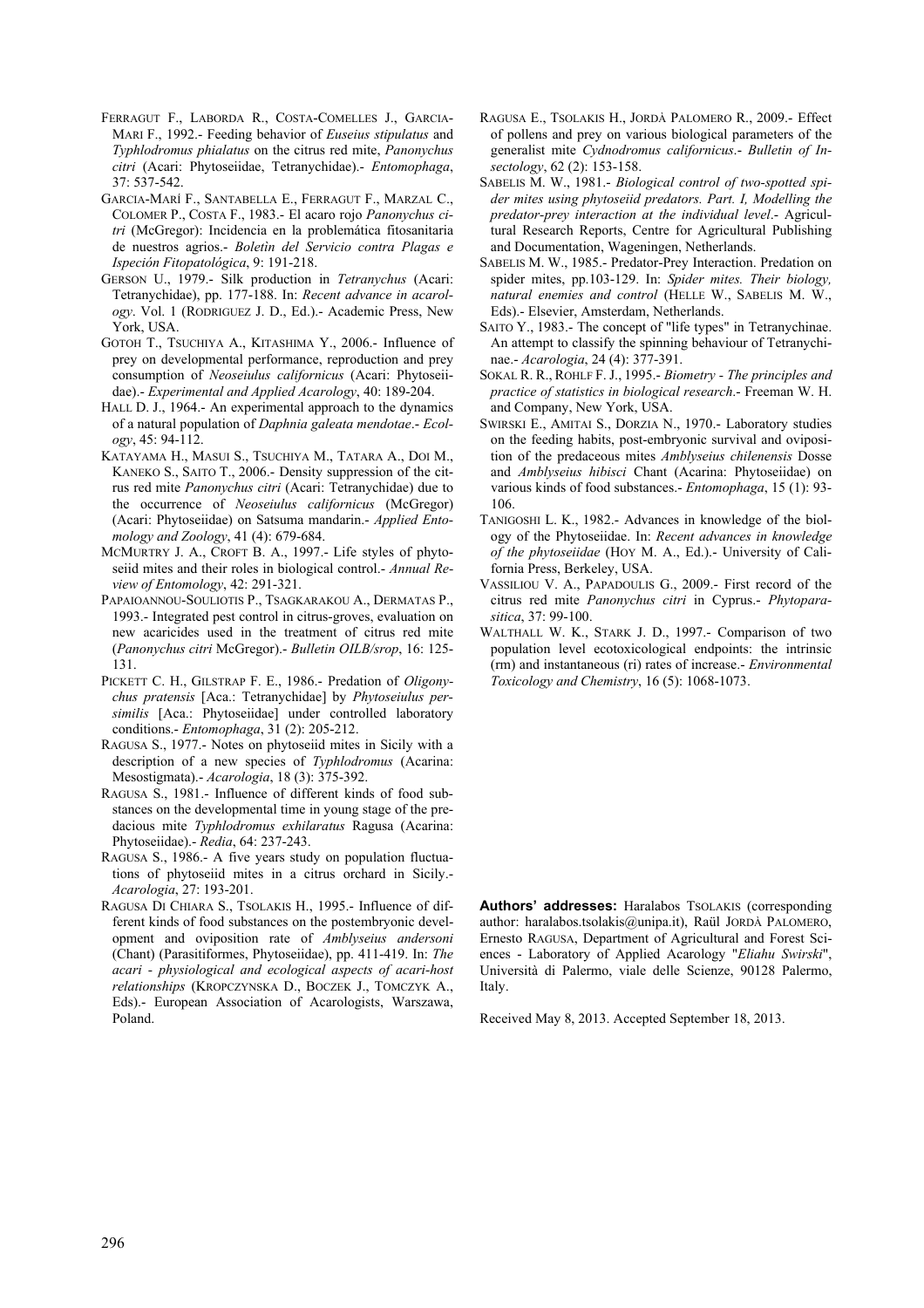FERRAGUT F., LABORDA R., COSTA-COMELLES J., GARCIA-MARI F., 1992.- Feeding behavior of *Euseius stipulatus* and *Typhlodromus phialatus* on the citrus red mite, *Panonychus citri* (Acari: Phytoseiidae, Tetranychidae).- *Entomophaga*, 37: 537-542.

GARCIA-MARÍ F., SANTABELLA E., FERRAGUT F., MARZAL C., COLOMER P., COSTA F., 1983.- El acaro rojo *Panonychus citri* (McGregor): Incidencia en la problemática fitosanitaria de nuestros agrios.- *Boletin del Servicio contra Plagas e Ispeción Fitopatológica*, 9: 191-218.

GERSON U., 1979.- Silk production in *Tetranychus* (Acari: Tetranychidae), pp. 177-188. In: *Recent advance in acarology*. Vol. 1 (RODRIGUEZ J. D., Ed.).- Academic Press, New York, USA.

GOTOH T., TSUCHIYA A., KITASHIMA Y., 2006.- Influence of prey on developmental performance, reproduction and prey consumption of *Neoseiulus californicus* (Acari: Phytoseiidae).- *Experimental and Applied Acarology*, 40: 189-204.

HALL D. J., 1964.- An experimental approach to the dynamics of a natural population of *Daphnia galeata mendotae*.- *Ecology*, 45: 94-112.

KATAYAMA H., MASUI S., TSUCHIYA M., TATARA A., DOI M., KANEKO S., SAITO T., 2006.- Density suppression of the citrus red mite *Panonychus citri* (Acari: Tetranychidae) due to the occurrence of *Neoseiulus californicus* (McGregor) (Acari: Phytoseiidae) on Satsuma mandarin.- *Applied Entomology and Zoology*, 41 (4): 679-684.

MCMURTRY J. A., CROFT B. A., 1997.- Life styles of phytoseiid mites and their roles in biological control.- *Annual Review of Entomology*, 42: 291-321.

PAPAIOANNOU-SOULIOTIS P., TSAGKARAKOU A., DERMATAS P., 1993.- Integrated pest control in citrus-groves, evaluation on new acaricides used in the treatment of citrus red mite (*Panonychus citri* McGregor).- *Bulletin OILB/srop*, 16: 125-131.

PICKETT C. H., GILSTRAP F. E., 1986.- Predation of *Oligonychus pratensis* [Aca.: Tetranychidae] by *Phytoseiulus persimilis* [Aca.: Phytoseiidae] under controlled laboratory conditions.- *Entomophaga*, 31 (2): 205-212.

RAGUSA S., 1977.- Notes on phytoseiid mites in Sicily with a description of a new species of *Typhlodromus* (Acarina: Mesostigmata).- *Acarologia*, 18 (3): 375-392.

RAGUSA S., 1981.- Influence of different kinds of food substances on the developmental time in young stage of the predacious mite *Typhlodromus exhilaratus* Ragusa (Acarina: Phytoseiidae).- *Redia*, 64: 237-243.

RAGUSA S., 1986.- A five years study on population fluctuations of phytoseiid mites in a citrus orchard in Sicily.- *Acarologia*, 27: 193-201.

RAGUSA DI CHIARA S., TSOLAKIS H., 1995.- Influence of different kinds of food substances on the postembryonic development and oviposition rate of *Amblyseius andersoni* (Chant) (Parasitiformes, Phytoseiidae), pp. 411-419. In: *The acari - physiological and ecological aspects of acari-host relationships* (KROPCZYNSKA D., BOCZEK J., TOMCZYK A., Eds).- European Association of Acarologists, Warszawa, Poland.

RAGUSA E., TSOLAKIS H., JORDÀ PALOMERO R., 2009.- Effect of pollens and prey on various biological parameters of the generalist mite *Cydnodromus californicus*.- *Bulletin of Insectology*, 62 (2): 153-158.

SABELIS M. W., 1981.- *Biological control of two-spotted spider mites using phytoseiid predators. Part. I, Modelling the predator-prey interaction at the individual level*.- Agricultural Research Reports, Centre for Agricultural Publishing and Documentation, Wageningen, Netherlands.

SABELIS M. W., 1985.- Predator-Prey Interaction. Predation on spider mites, pp.103-129. In: *Spider mites. Their biology, natural enemies and control* (HELLE W., SABELIS M. W., Eds).- Elsevier, Amsterdam, Netherlands.

SAITO Y., 1983.- The concept of "life types" in Tetranychinae. An attempt to classify the spinning behaviour of Tetranychinae.- *Acarologia*, 24 (4): 377-391.

SOKAL R. R., ROHLF F. J., 1995.- *Biometry - The principles and practice of statistics in biological research*.- Freeman W. H. and Company, New York, USA.

SWIRSKI E., AMITAI S., DORZIA N., 1970.- Laboratory studies on the feeding habits, post-embryonic survival and oviposition of the predaceous mites *Amblyseius chilenensis* Dosse and *Amblyseius hibisci* Chant (Acarina: Phytoseiidae) on various kinds of food substances.- *Entomophaga*, 15 (1): 93-106.

TANIGOSHI L. K., 1982.- Advances in knowledge of the biology of the Phytoseiidae. In: *Recent advances in knowledge of the phytoseiidae* (HOY M. A., Ed.).- University of California Press, Berkeley, USA.

VASSILIOU V. A., PAPADOULIS G., 2009.- First record of the citrus red mite *Panonychus citri* in Cyprus.- *Phytoparasitica*, 37: 99-100.

WALTHALL W. K., STARK J. D., 1997.- Comparison of two population level ecotoxicological endpoints: the intrinsic (rm) and instantaneous (ri) rates of increase.- *Environmental Toxicology and Chemistry*, 16 (5): 1068-1073.

**Authors' addresses:** Haralabos TSOLAKIS (corresponding author: haralabos.tsolakis@unipa.it), Raül JORDÀ PALOMERO, Ernesto RAGUSA, Department of Agricultural and Forest Sciences - Laboratory of Applied Acarology "*Eliahu Swirski*", Università di Palermo, viale delle Scienze, 90128 Palermo, Italy.

Received May 8, 2013. Accepted September 18, 2013.